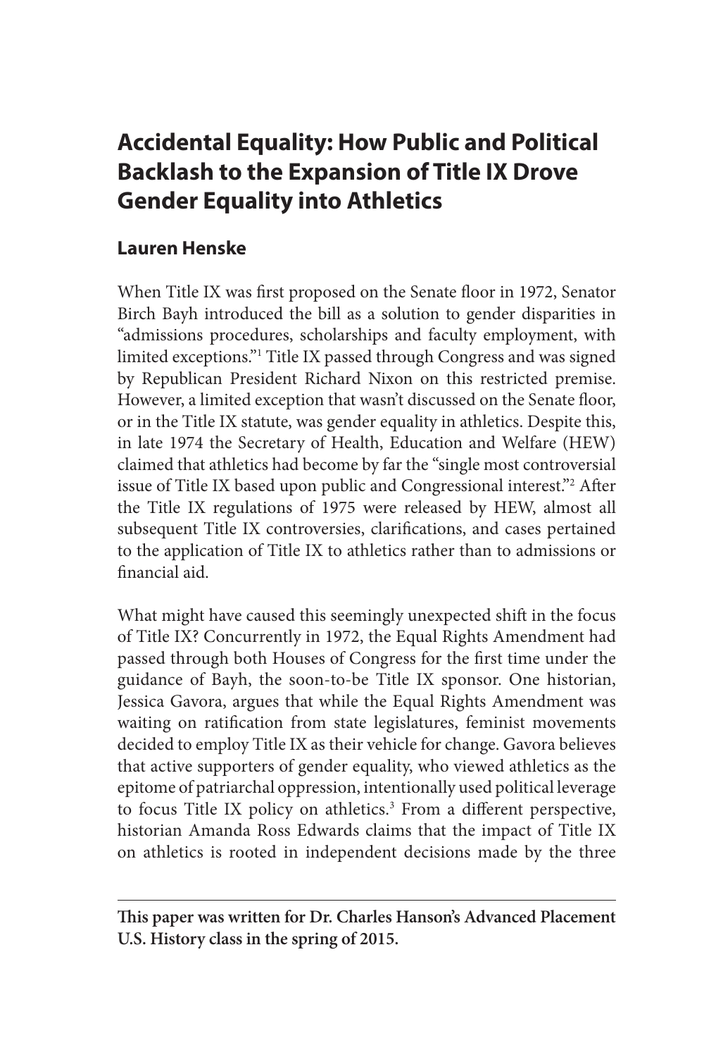# Accidental Equality: How Public and Political Backlash to the Expansion of Title IX Drove Gender Equality into Athletics

## Lauren Henske

When Title IX was first proposed on the Senate floor in 1972, Senator Birch Bayh introduced the bill as a solution to gender disparities in "admissions procedures, scholarships and faculty employment, with limited exceptions."[1] Title IX passed through Congress and was signed by Republican President Richard Nixon on this restricted premise. However, a limited exception that wasn't discussed on the Senate floor, or in the Title IX statute, was gender equality in athletics. Despite this, in late 1974 the Secretary of Health, Education and Welfare (HEW) claimed that athletics had become by far the "single most controversial issue of Title IX based upon public and Congressional interest."[2] After the Title IX regulations of 1975 were released by HEW, almost all subsequent Title IX controversies, clarifications, and cases pertained to the application of Title IX to athletics rather than to admissions or financial aid.

What might have caused this seemingly unexpected shift in the focus of Title IX? Concurrently in 1972, the Equal Rights Amendment had passed through both Houses of Congress for the first time under the guidance of Bayh, the soon-to-be Title IX sponsor. One historian, Jessica Gavora, argues that while the Equal Rights Amendment was waiting on ratification from state legislatures, feminist movements decided to employ Title IX as their vehicle for change. Gavora believes that active supporters of gender equality, who viewed athletics as the epitome of patriarchal oppression, intentionally used political leverage to focus Title IX policy on athletics.[3] From a different perspective, historian Amanda Ross Edwards claims that the impact of Title IX on athletics is rooted in independent decisions made by the three

---

**This paper was written for Dr. Charles Hanson's Advanced Placement U.S. History class in the spring of 2015.**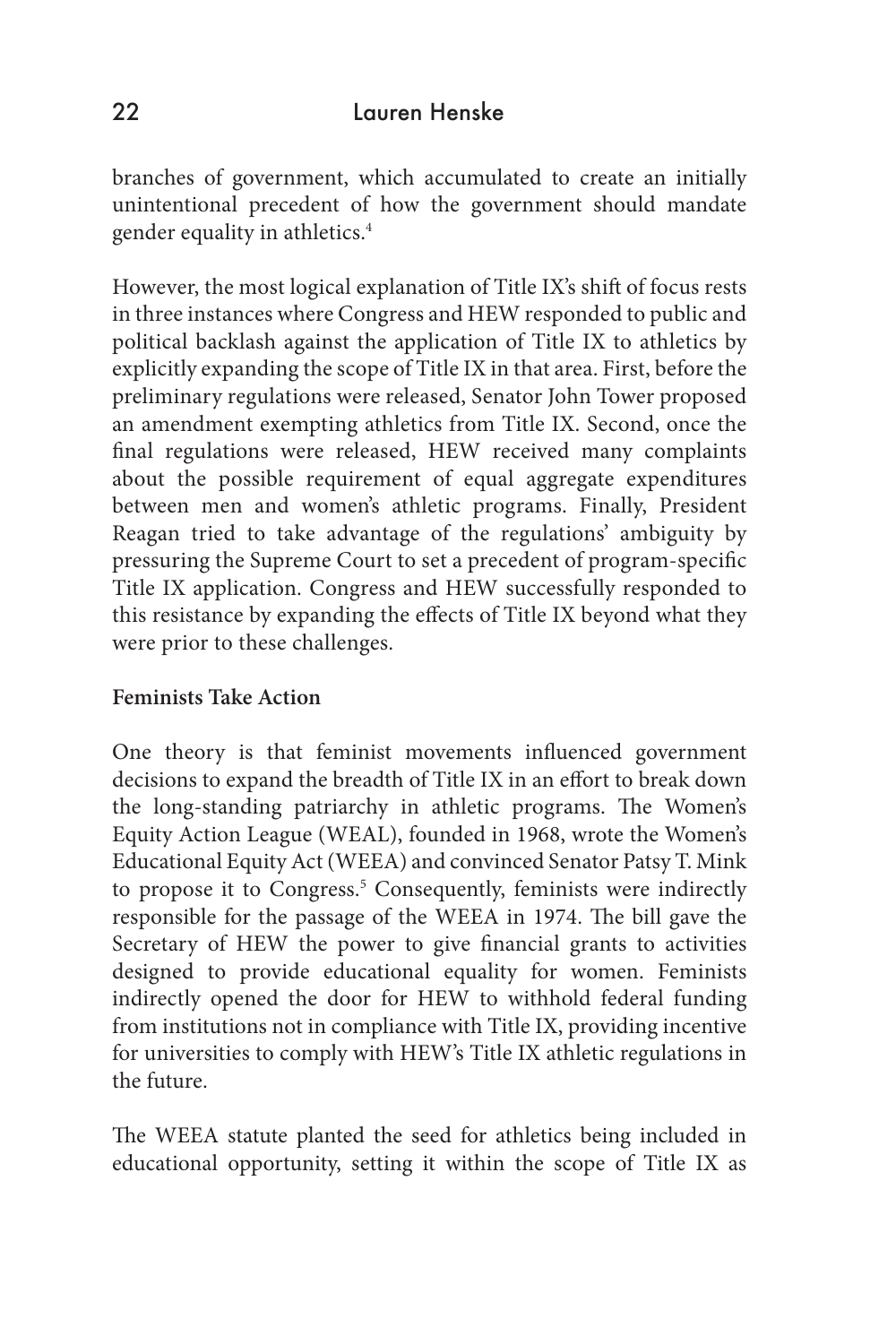branches of government, which accumulated to create an initially unintentional precedent of how the government should mandate gender equality in athletics.[4]

However, the most logical explanation of Title IX's shift of focus rests in three instances where Congress and HEW responded to public and political backlash against the application of Title IX to athletics by explicitly expanding the scope of Title IX in that area. First, before the preliminary regulations were released, Senator John Tower proposed an amendment exempting athletics from Title IX. Second, once the final regulations were released, HEW received many complaints about the possible requirement of equal aggregate expenditures between men and women's athletic programs. Finally, President Reagan tried to take advantage of the regulations' ambiguity by pressuring the Supreme Court to set a precedent of program-specific Title IX application. Congress and HEW successfully responded to this resistance by expanding the effects of Title IX beyond what they were prior to these challenges.

**Feminists Take Action**

One theory is that feminist movements influenced government decisions to expand the breadth of Title IX in an effort to break down the long-standing patriarchy in athletic programs. The Women's Equity Action League (WEAL), founded in 1968, wrote the Women's Educational Equity Act (WEEA) and convinced Senator Patsy T. Mink to propose it to Congress.[5] Consequently, feminists were indirectly responsible for the passage of the WEEA in 1974. The bill gave the Secretary of HEW the power to give financial grants to activities designed to provide educational equality for women. Feminists indirectly opened the door for HEW to withhold federal funding from institutions not in compliance with Title IX, providing incentive for universities to comply with HEW's Title IX athletic regulations in the future.

The WEEA statute planted the seed for athletics being included in educational opportunity, setting it within the scope of Title IX as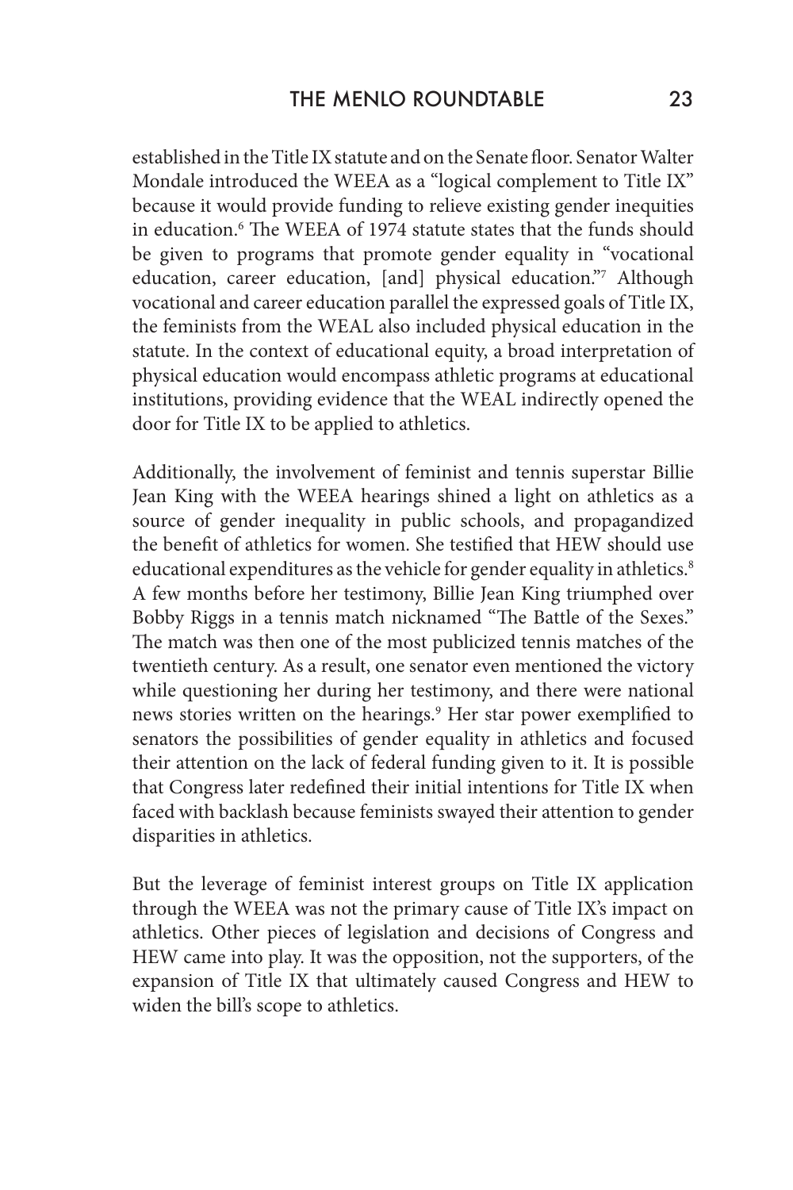established in the Title IX statute and on the Senate floor. Senator Walter Mondale introduced the WEEA as a "logical complement to Title IX" because it would provide funding to relieve existing gender inequities in education.[6] The WEEA of 1974 statute states that the funds should be given to programs that promote gender equality in "vocational education, career education, [and] physical education."[7] Although vocational and career education parallel the expressed goals of Title IX, the feminists from the WEAL also included physical education in the statute. In the context of educational equity, a broad interpretation of physical education would encompass athletic programs at educational institutions, providing evidence that the WEAL indirectly opened the door for Title IX to be applied to athletics.

Additionally, the involvement of feminist and tennis superstar Billie Jean King with the WEEA hearings shined a light on athletics as a source of gender inequality in public schools, and propagandized the benefit of athletics for women. She testified that HEW should use educational expenditures as the vehicle for gender equality in athletics.[8] A few months before her testimony, Billie Jean King triumphed over Bobby Riggs in a tennis match nicknamed "The Battle of the Sexes." The match was then one of the most publicized tennis matches of the twentieth century. As a result, one senator even mentioned the victory while questioning her during her testimony, and there were national news stories written on the hearings.[9] Her star power exemplified to senators the possibilities of gender equality in athletics and focused their attention on the lack of federal funding given to it. It is possible that Congress later redefined their initial intentions for Title IX when faced with backlash because feminists swayed their attention to gender disparities in athletics.

But the leverage of feminist interest groups on Title IX application through the WEEA was not the primary cause of Title IX's impact on athletics. Other pieces of legislation and decisions of Congress and HEW came into play. It was the opposition, not the supporters, of the expansion of Title IX that ultimately caused Congress and HEW to widen the bill's scope to athletics.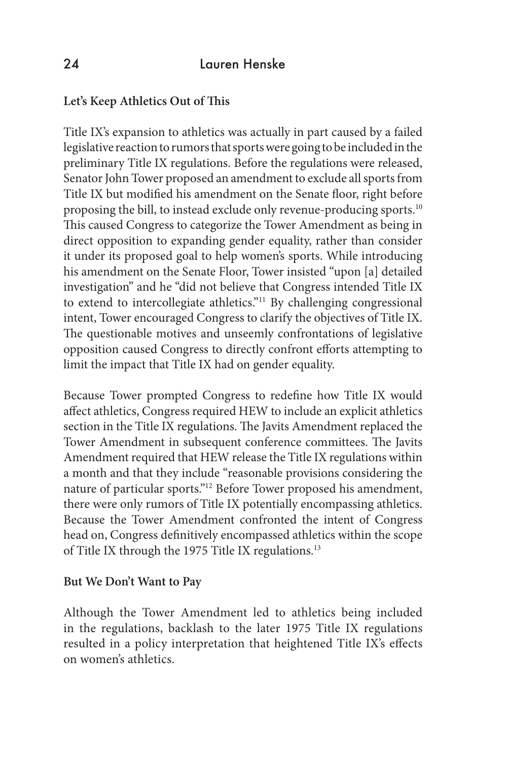**Let's Keep Athletics Out of This**

Title IX's expansion to athletics was actually in part caused by a failed legislative reaction to rumors that sports were going to be included in the preliminary Title IX regulations. Before the regulations were released, Senator John Tower proposed an amendment to exclude all sports from Title IX but modified his amendment on the Senate floor, right before proposing the bill, to instead exclude only revenue-producing sports.[10] This caused Congress to categorize the Tower Amendment as being in direct opposition to expanding gender equality, rather than consider it under its proposed goal to help women's sports. While introducing his amendment on the Senate Floor, Tower insisted "upon [a] detailed investigation" and he "did not believe that Congress intended Title IX to extend to intercollegiate athletics."[11] By challenging congressional intent, Tower encouraged Congress to clarify the objectives of Title IX. The questionable motives and unseemly confrontations of legislative opposition caused Congress to directly confront efforts attempting to limit the impact that Title IX had on gender equality.

Because Tower prompted Congress to redefine how Title IX would affect athletics, Congress required HEW to include an explicit athletics section in the Title IX regulations. The Javits Amendment replaced the Tower Amendment in subsequent conference committees. The Javits Amendment required that HEW release the Title IX regulations within a month and that they include "reasonable provisions considering the nature of particular sports."[12] Before Tower proposed his amendment, there were only rumors of Title IX potentially encompassing athletics. Because the Tower Amendment confronted the intent of Congress head on, Congress definitively encompassed athletics within the scope of Title IX through the 1975 Title IX regulations.[13]

**But We Don't Want to Pay**

Although the Tower Amendment led to athletics being included in the regulations, backlash to the later 1975 Title IX regulations resulted in a policy interpretation that heightened Title IX's effects on women's athletics.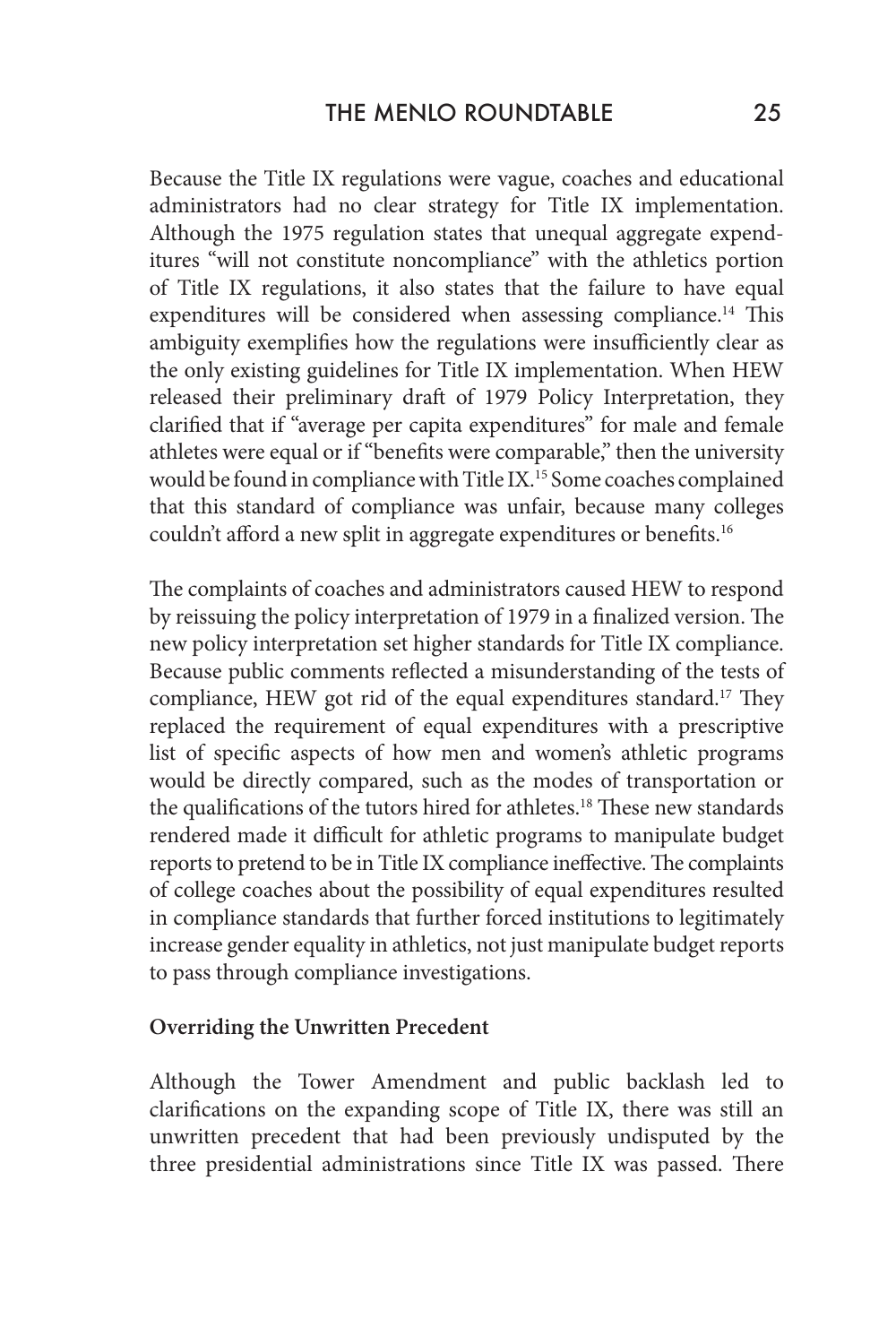Because the Title IX regulations were vague, coaches and educational administrators had no clear strategy for Title IX implementation. Although the 1975 regulation states that unequal aggregate expenditures "will not constitute noncompliance" with the athletics portion of Title IX regulations, it also states that the failure to have equal expenditures will be considered when assessing compliance.[14] This ambiguity exemplifies how the regulations were insufficiently clear as the only existing guidelines for Title IX implementation. When HEW released their preliminary draft of 1979 Policy Interpretation, they clarified that if "average per capita expenditures" for male and female athletes were equal or if "benefits were comparable," then the university would be found in compliance with Title IX.[15] Some coaches complained that this standard of compliance was unfair, because many colleges couldn't afford a new split in aggregate expenditures or benefits.[16]

The complaints of coaches and administrators caused HEW to respond by reissuing the policy interpretation of 1979 in a finalized version. The new policy interpretation set higher standards for Title IX compliance. Because public comments reflected a misunderstanding of the tests of compliance, HEW got rid of the equal expenditures standard.[17] They replaced the requirement of equal expenditures with a prescriptive list of specific aspects of how men and women's athletic programs would be directly compared, such as the modes of transportation or the qualifications of the tutors hired for athletes.[18] These new standards rendered made it difficult for athletic programs to manipulate budget reports to pretend to be in Title IX compliance ineffective. The complaints of college coaches about the possibility of equal expenditures resulted in compliance standards that further forced institutions to legitimately increase gender equality in athletics, not just manipulate budget reports to pass through compliance investigations.

**Overriding the Unwritten Precedent**

Although the Tower Amendment and public backlash led to clarifications on the expanding scope of Title IX, there was still an unwritten precedent that had been previously undisputed by the three presidential administrations since Title IX was passed. There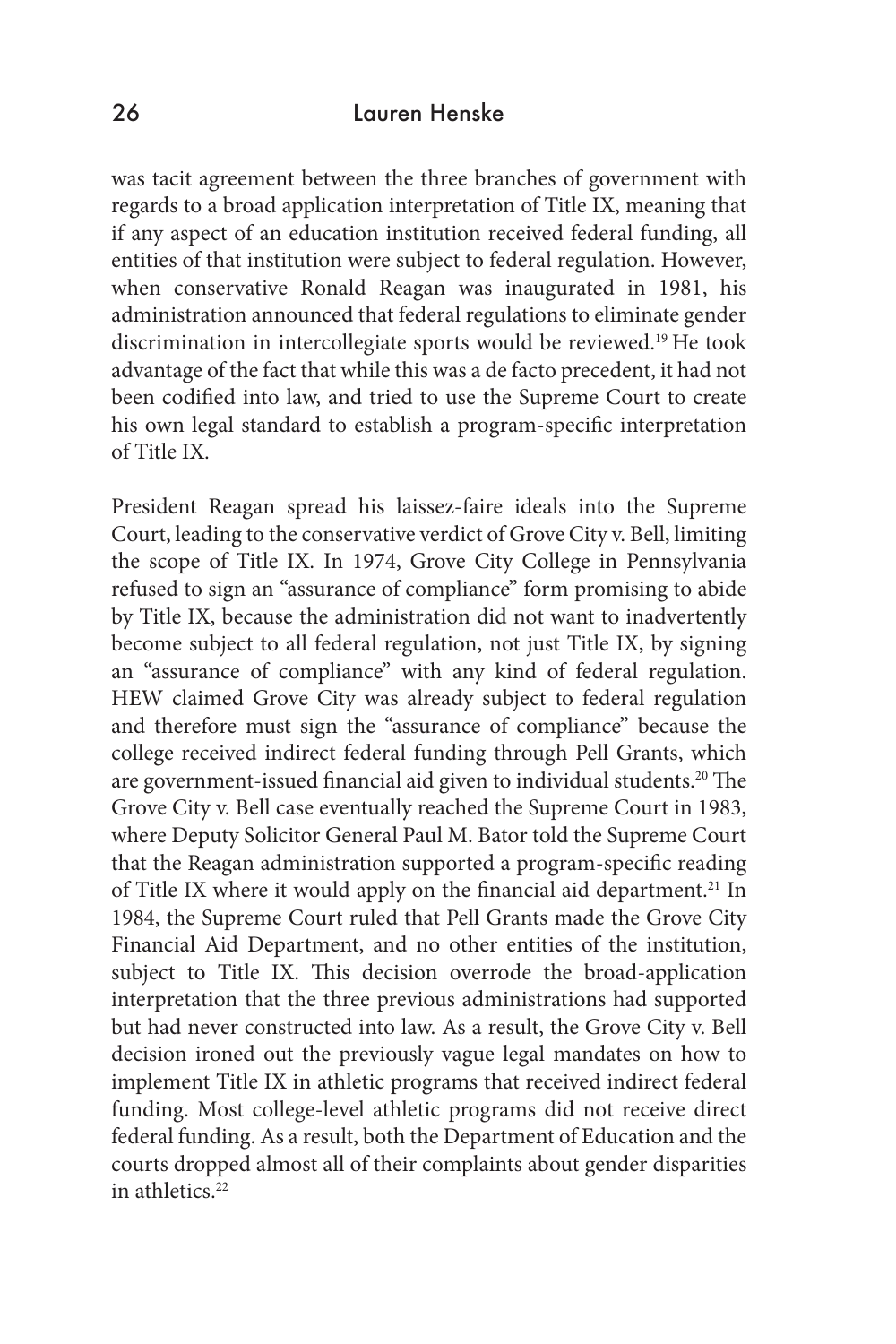was tacit agreement between the three branches of government with regards to a broad application interpretation of Title IX, meaning that if any aspect of an education institution received federal funding, all entities of that institution were subject to federal regulation. However, when conservative Ronald Reagan was inaugurated in 1981, his administration announced that federal regulations to eliminate gender discrimination in intercollegiate sports would be reviewed.[19] He took advantage of the fact that while this was a de facto precedent, it had not been codified into law, and tried to use the Supreme Court to create his own legal standard to establish a program-specific interpretation of Title IX.

President Reagan spread his laissez-faire ideals into the Supreme Court, leading to the conservative verdict of Grove City v. Bell, limiting the scope of Title IX. In 1974, Grove City College in Pennsylvania refused to sign an "assurance of compliance" form promising to abide by Title IX, because the administration did not want to inadvertently become subject to all federal regulation, not just Title IX, by signing an "assurance of compliance" with any kind of federal regulation. HEW claimed Grove City was already subject to federal regulation and therefore must sign the "assurance of compliance" because the college received indirect federal funding through Pell Grants, which are government-issued financial aid given to individual students.[20] The Grove City v. Bell case eventually reached the Supreme Court in 1983, where Deputy Solicitor General Paul M. Bator told the Supreme Court that the Reagan administration supported a program-specific reading of Title IX where it would apply on the financial aid department.[21] In 1984, the Supreme Court ruled that Pell Grants made the Grove City Financial Aid Department, and no other entities of the institution, subject to Title IX. This decision overrode the broad-application interpretation that the three previous administrations had supported but had never constructed into law. As a result, the Grove City v. Bell decision ironed out the previously vague legal mandates on how to implement Title IX in athletic programs that received indirect federal funding. Most college-level athletic programs did not receive direct federal funding. As a result, both the Department of Education and the courts dropped almost all of their complaints about gender disparities in athletics.[22]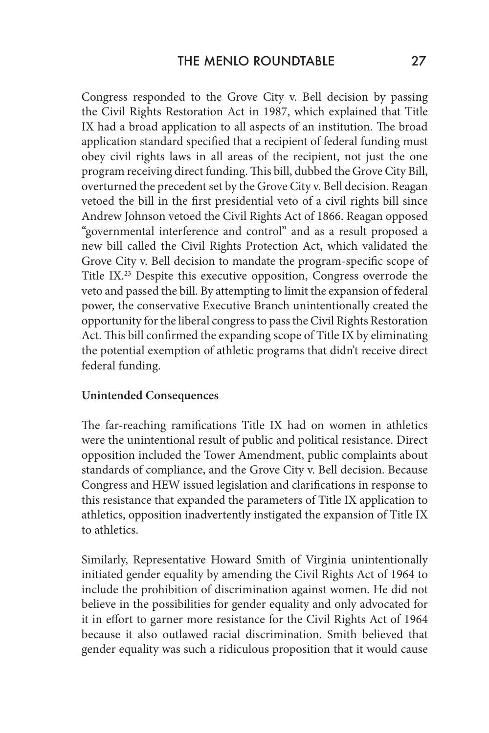Congress responded to the Grove City v. Bell decision by passing the Civil Rights Restoration Act in 1987, which explained that Title IX had a broad application to all aspects of an institution. The broad application standard specified that a recipient of federal funding must obey civil rights laws in all areas of the recipient, not just the one program receiving direct funding. This bill, dubbed the Grove City Bill, overturned the precedent set by the Grove City v. Bell decision. Reagan vetoed the bill in the first presidential veto of a civil rights bill since Andrew Johnson vetoed the Civil Rights Act of 1866. Reagan opposed "governmental interference and control" and as a result proposed a new bill called the Civil Rights Protection Act, which validated the Grove City v. Bell decision to mandate the program-specific scope of Title IX.[23] Despite this executive opposition, Congress overrode the veto and passed the bill. By attempting to limit the expansion of federal power, the conservative Executive Branch unintentionally created the opportunity for the liberal congress to pass the Civil Rights Restoration Act. This bill confirmed the expanding scope of Title IX by eliminating the potential exemption of athletic programs that didn't receive direct federal funding.

**Unintended Consequences**

The far-reaching ramifications Title IX had on women in athletics were the unintentional result of public and political resistance. Direct opposition included the Tower Amendment, public complaints about standards of compliance, and the Grove City v. Bell decision. Because Congress and HEW issued legislation and clarifications in response to this resistance that expanded the parameters of Title IX application to athletics, opposition inadvertently instigated the expansion of Title IX to athletics.

Similarly, Representative Howard Smith of Virginia unintentionally initiated gender equality by amending the Civil Rights Act of 1964 to include the prohibition of discrimination against women. He did not believe in the possibilities for gender equality and only advocated for it in effort to garner more resistance for the Civil Rights Act of 1964 because it also outlawed racial discrimination. Smith believed that gender equality was such a ridiculous proposition that it would cause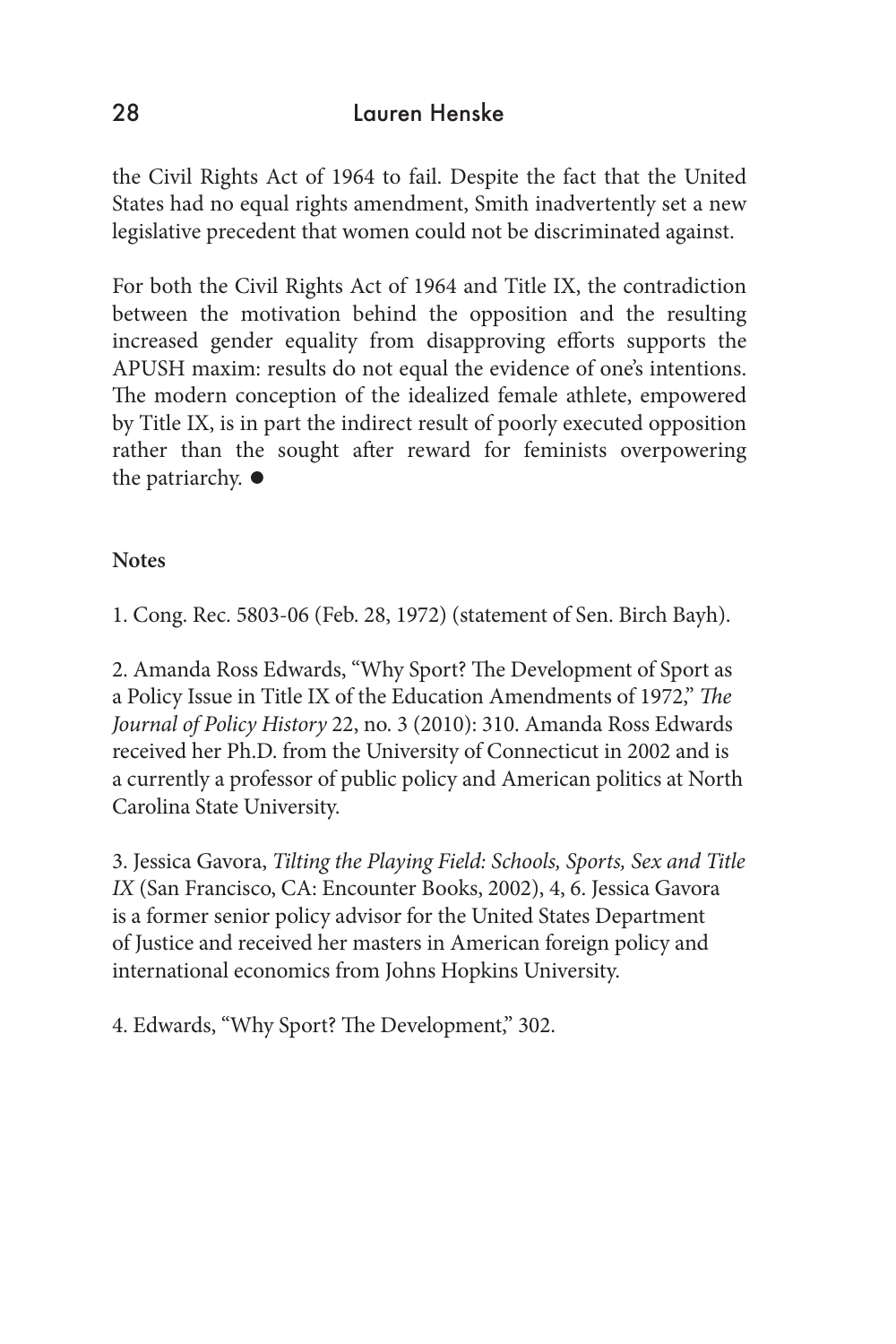the Civil Rights Act of 1964 to fail. Despite the fact that the United States had no equal rights amendment, Smith inadvertently set a new legislative precedent that women could not be discriminated against.

For both the Civil Rights Act of 1964 and Title IX, the contradiction between the motivation behind the opposition and the resulting increased gender equality from disapproving efforts supports the APUSH maxim: results do not equal the evidence of one's intentions. The modern conception of the idealized female athlete, empowered by Title IX, is in part the indirect result of poorly executed opposition rather than the sought after reward for feminists overpowering the patriarchy. ●

**Notes**

1. Cong. Rec. 5803-06 (Feb. 28, 1972) (statement of Sen. Birch Bayh).

2. Amanda Ross Edwards, "Why Sport? The Development of Sport as a Policy Issue in Title IX of the Education Amendments of 1972," *The Journal of Policy History* 22, no. 3 (2010): 310. Amanda Ross Edwards received her Ph.D. from the University of Connecticut in 2002 and is a currently a professor of public policy and American politics at North Carolina State University.

3. Jessica Gavora, *Tilting the Playing Field: Schools, Sports, Sex and Title IX* (San Francisco, CA: Encounter Books, 2002), 4, 6. Jessica Gavora is a former senior policy advisor for the United States Department of Justice and received her masters in American foreign policy and international economics from Johns Hopkins University.

4. Edwards, "Why Sport? The Development," 302.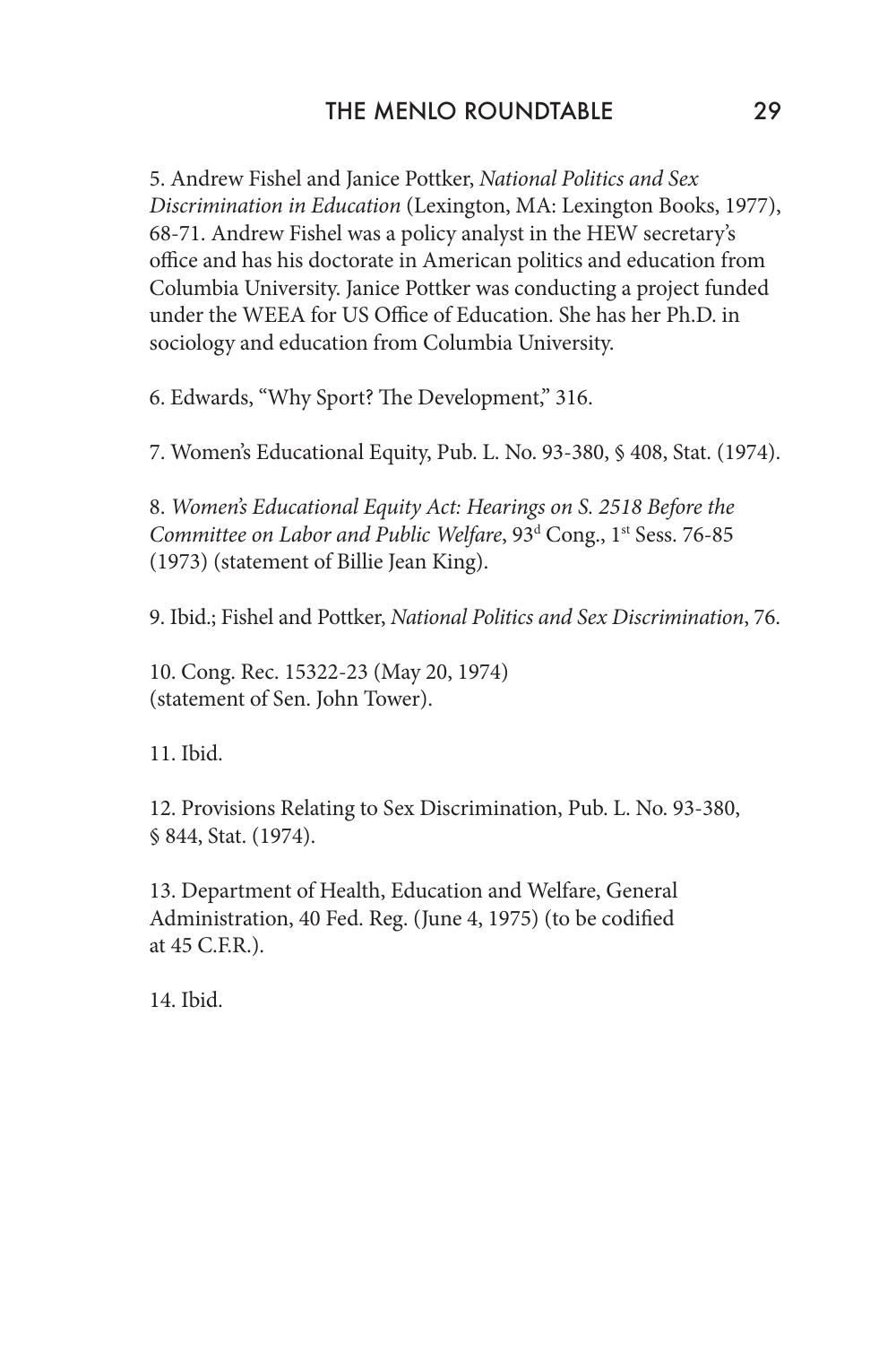5. Andrew Fishel and Janice Pottker, *National Politics and Sex Discrimination in Education* (Lexington, MA: Lexington Books, 1977), 68-71. Andrew Fishel was a policy analyst in the HEW secretary's office and has his doctorate in American politics and education from Columbia University. Janice Pottker was conducting a project funded under the WEEA for US Office of Education. She has her Ph.D. in sociology and education from Columbia University.

6. Edwards, "Why Sport? The Development," 316.

7. Women's Educational Equity, Pub. L. No. 93-380, § 408, Stat. (1974).

8. *Women's Educational Equity Act: Hearings on S. 2518 Before the Committee on Labor and Public Welfare*, 93d Cong., 1st Sess. 76-85 (1973) (statement of Billie Jean King).

9. Ibid.; Fishel and Pottker, *National Politics and Sex Discrimination*, 76.

10. Cong. Rec. 15322-23 (May 20, 1974) (statement of Sen. John Tower).

11. Ibid.

12. Provisions Relating to Sex Discrimination, Pub. L. No. 93-380, § 844, Stat. (1974).

13. Department of Health, Education and Welfare, General Administration, 40 Fed. Reg. (June 4, 1975) (to be codified at 45 C.F.R.).

14. Ibid.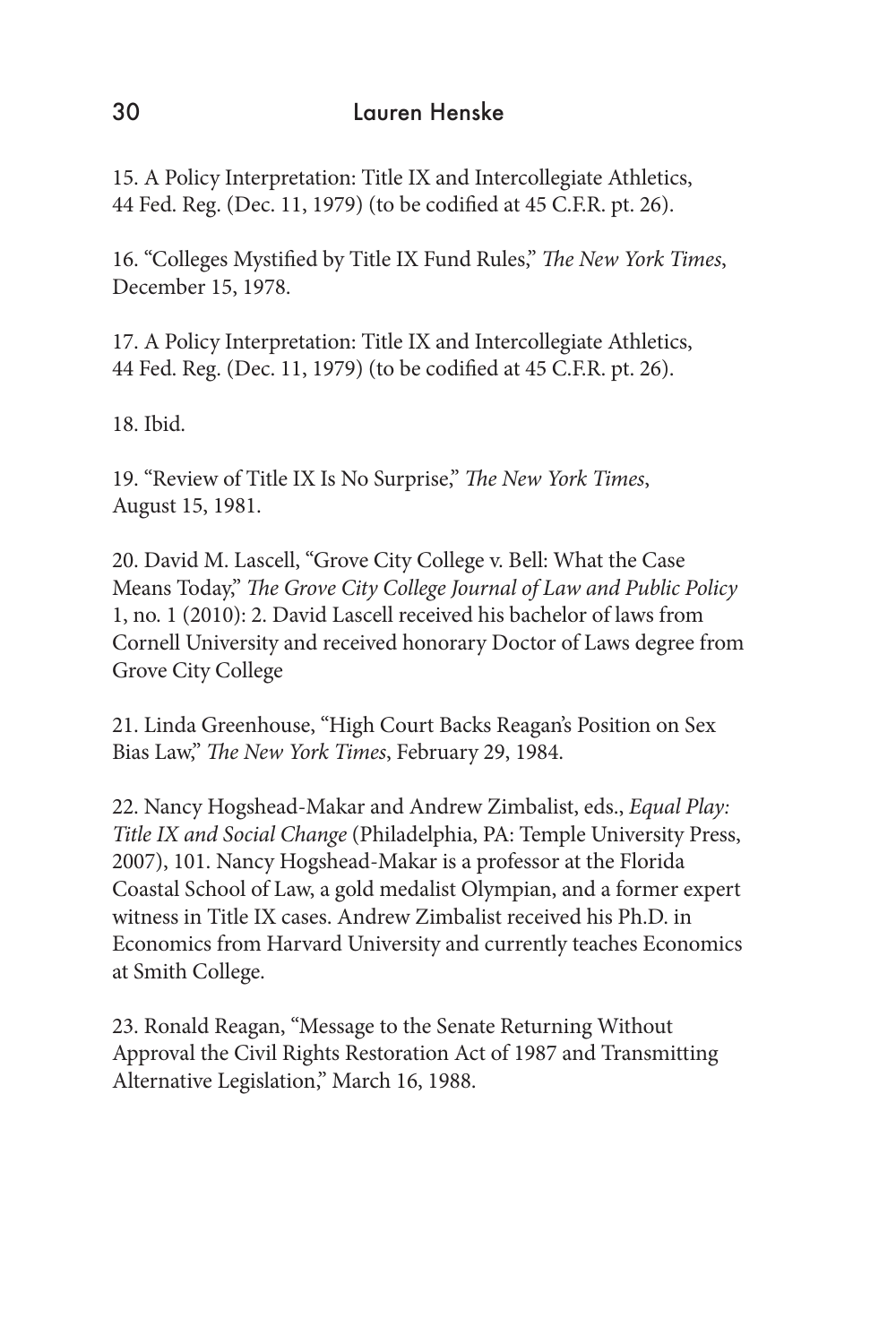15. A Policy Interpretation: Title IX and Intercollegiate Athletics, 44 Fed. Reg. (Dec. 11, 1979) (to be codified at 45 C.F.R. pt. 26).

16. "Colleges Mystified by Title IX Fund Rules," *The New York Times*, December 15, 1978.

17. A Policy Interpretation: Title IX and Intercollegiate Athletics, 44 Fed. Reg. (Dec. 11, 1979) (to be codified at 45 C.F.R. pt. 26).

18. Ibid.

19. "Review of Title IX Is No Surprise," *The New York Times*, August 15, 1981.

20. David M. Lascell, "Grove City College v. Bell: What the Case Means Today," *The Grove City College Journal of Law and Public Policy* 1, no. 1 (2010): 2. David Lascell received his bachelor of laws from Cornell University and received honorary Doctor of Laws degree from Grove City College

21. Linda Greenhouse, "High Court Backs Reagan's Position on Sex Bias Law," *The New York Times*, February 29, 1984.

22. Nancy Hogshead-Makar and Andrew Zimbalist, eds., *Equal Play: Title IX and Social Change* (Philadelphia, PA: Temple University Press, 2007), 101. Nancy Hogshead-Makar is a professor at the Florida Coastal School of Law, a gold medalist Olympian, and a former expert witness in Title IX cases. Andrew Zimbalist received his Ph.D. in Economics from Harvard University and currently teaches Economics at Smith College.

23. Ronald Reagan, "Message to the Senate Returning Without Approval the Civil Rights Restoration Act of 1987 and Transmitting Alternative Legislation," March 16, 1988.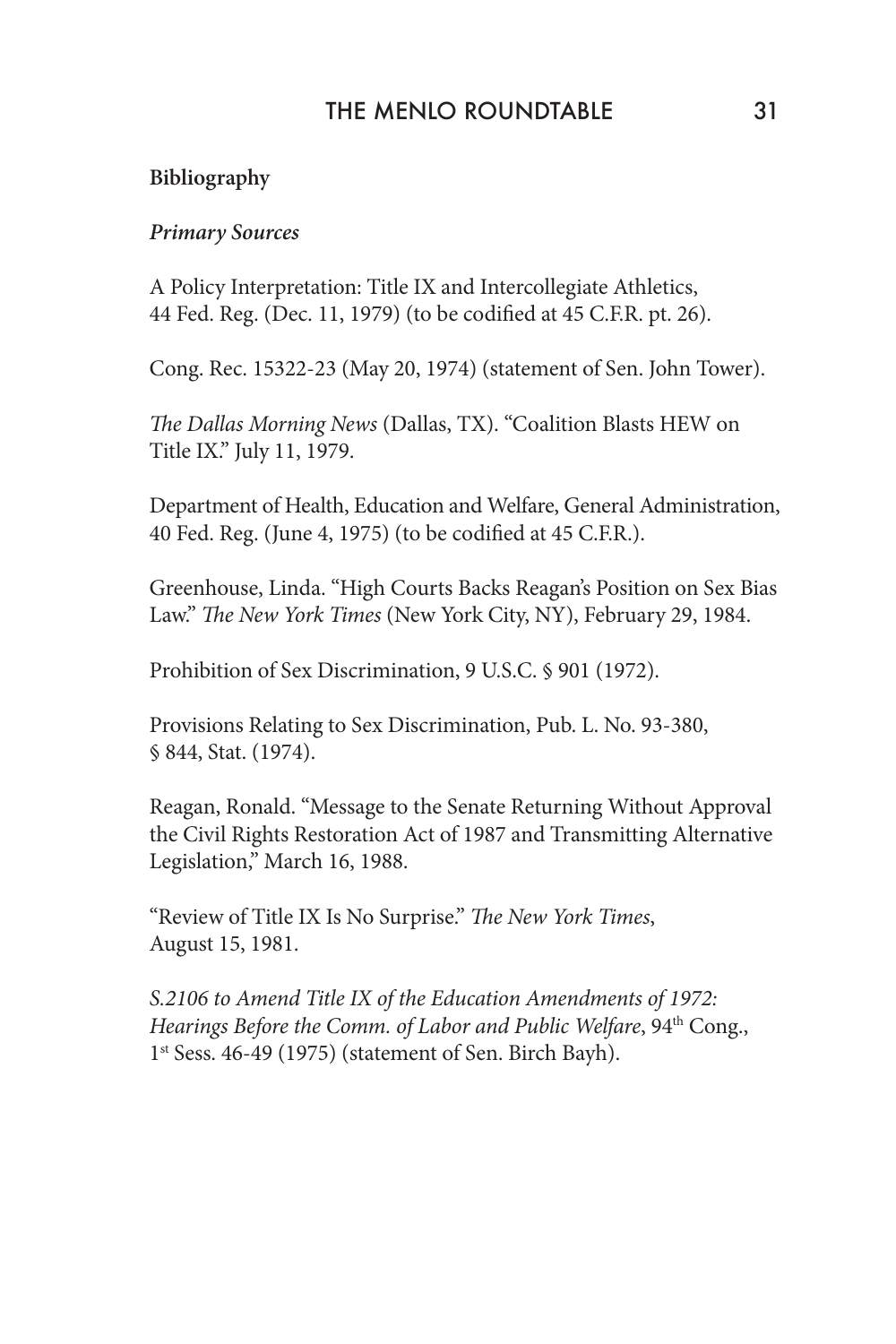**Bibliography**

***Primary Sources***

A Policy Interpretation: Title IX and Intercollegiate Athletics, 44 Fed. Reg. (Dec. 11, 1979) (to be codified at 45 C.F.R. pt. 26).

Cong. Rec. 15322-23 (May 20, 1974) (statement of Sen. John Tower).

*The Dallas Morning News* (Dallas, TX). "Coalition Blasts HEW on Title IX." July 11, 1979.

Department of Health, Education and Welfare, General Administration, 40 Fed. Reg. (June 4, 1975) (to be codified at 45 C.F.R.).

Greenhouse, Linda. "High Courts Backs Reagan's Position on Sex Bias Law." *The New York Times* (New York City, NY), February 29, 1984.

Prohibition of Sex Discrimination, 9 U.S.C. § 901 (1972).

Provisions Relating to Sex Discrimination, Pub. L. No. 93-380, § 844, Stat. (1974).

Reagan, Ronald. "Message to the Senate Returning Without Approval the Civil Rights Restoration Act of 1987 and Transmitting Alternative Legislation," March 16, 1988.

"Review of Title IX Is No Surprise." *The New York Times*, August 15, 1981.

*S.2106 to Amend Title IX of the Education Amendments of 1972: Hearings Before the Comm. of Labor and Public Welfare*, 94th Cong., 1st Sess. 46-49 (1975) (statement of Sen. Birch Bayh).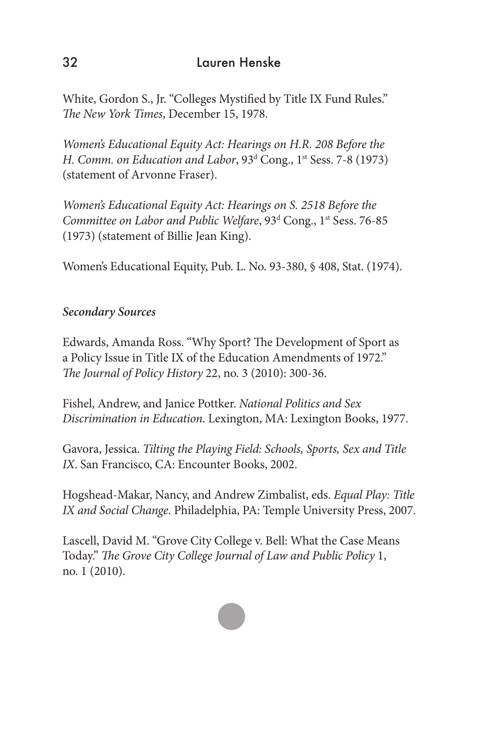White, Gordon S., Jr. "Colleges Mystified by Title IX Fund Rules." *The New York Times*, December 15, 1978.

*Women's Educational Equity Act: Hearings on H.R. 208 Before the H. Comm. on Education and Labor*, 93d Cong., 1st Sess. 7-8 (1973) (statement of Arvonne Fraser).

*Women's Educational Equity Act: Hearings on S. 2518 Before the Committee on Labor and Public Welfare*, 93d Cong., 1st Sess. 76-85 (1973) (statement of Billie Jean King).

Women's Educational Equity, Pub. L. No. 93-380, § 408, Stat. (1974).

***Secondary Sources***

Edwards, Amanda Ross. "Why Sport? The Development of Sport as a Policy Issue in Title IX of the Education Amendments of 1972." *The Journal of Policy History* 22, no. 3 (2010): 300-36.

Fishel, Andrew, and Janice Pottker. *National Politics and Sex Discrimination in Education*. Lexington, MA: Lexington Books, 1977.

Gavora, Jessica. *Tilting the Playing Field: Schools, Sports, Sex and Title IX*. San Francisco, CA: Encounter Books, 2002.

Hogshead-Makar, Nancy, and Andrew Zimbalist, eds. *Equal Play: Title IX and Social Change*. Philadelphia, PA: Temple University Press, 2007.

Lascell, David M. "Grove City College v. Bell: What the Case Means Today." *The Grove City College Journal of Law and Public Policy* 1, no. 1 (2010).